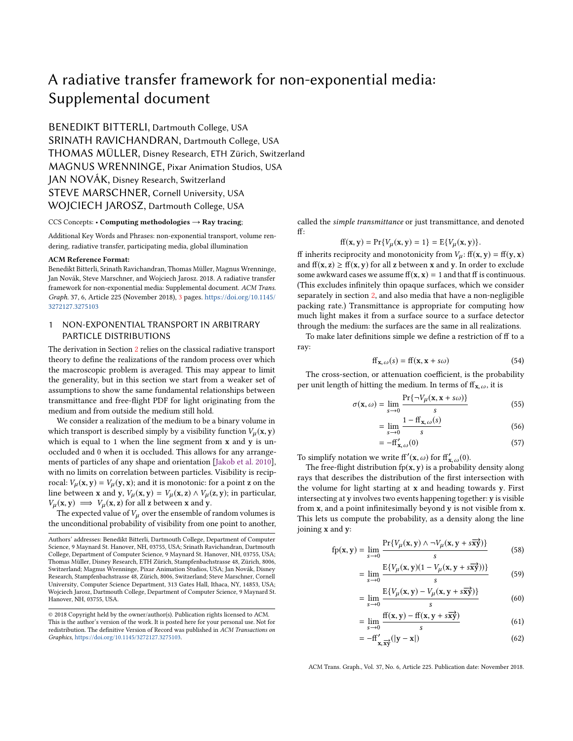# A radiative transfer framework for non-exponential media: Supplemental document

BENEDIKT BITTERLI, Dartmouth College, USA
SRINATH RAVICHANDRAN, Dartmouth College, USA
THOMAS MÜLLER, Disney Research, ETH Zürich, Switzerland
MAGNUS WRENNINGE, Pixar Animation Studios, USA
JAN NOVÁK, Disney Research, Switzerland
STEVE MARSCHNER, Cornell University, USA
WOJCIECH JAROSZ, Dartmouth College, USA

CCS Concepts: • **Computing methodologies → Ray tracing**;

Additional Key Words and Phrases: non-exponential transport, volume rendering, radiative transfer, participating media, global illumination

**ACM Reference Format:**
Benedikt Bitterli, Srinath Ravichandran, Thomas Müller, Magnus Wrenninge, Jan Novák, Steve Marschner, and Wojciech Jarosz. 2018. A radiative transfer framework for non-exponential media: Supplemental document. *ACM Trans. Graph.* 37, 6, Article 225 (November 2018), 3 pages. https://doi.org/10.1145/3272127.3275103

## 1 NON-EXPONENTIAL TRANSPORT IN ARBITRARY PARTICLE DISTRIBUTIONS

The derivation in Section 2 relies on the classical radiative transport theory to define the realizations of the random process over which the macroscopic problem is averaged. This may appear to limit the generality, but in this section we start from a weaker set of assumptions to show the same fundamental relationships between transmittance and free-flight PDF for light originating from the medium and from outside the medium still hold.

We consider a realization of the medium to be a binary volume in which transport is described simply by a visibility function $V_\mu(\mathbf{x}, \mathbf{y})$ which is equal to 1 when the line segment from $\mathbf{x}$ and $\mathbf{y}$ is unoccluded and 0 when it is occluded. This allows for any arrangements of particles of any shape and orientation [Jakob et al. 2010], with no limits on correlation between particles. Visibility is reciprocal: $V_\mu(\mathbf{x}, \mathbf{y}) = V_\mu(\mathbf{y}, \mathbf{x})$; and it is monotonic: for a point $\mathbf{z}$ on the line between $\mathbf{x}$ and $\mathbf{y}$, $V_\mu(\mathbf{x}, \mathbf{y}) = V_\mu(\mathbf{x}, \mathbf{z}) \wedge V_\mu(\mathbf{z}, \mathbf{y})$; in particular, $V_\mu(\mathbf{x}, \mathbf{y}) \implies V_\mu(\mathbf{x}, \mathbf{z})$ for all $\mathbf{z}$ between $\mathbf{x}$ and $\mathbf{y}$.

The expected value of $V_\mu$ over the ensemble of random volumes is the unconditional probability of visibility from one point to another, called the *simple transmittance* or just transmittance, and denoted ff:

$$\mathrm{ff}(\mathbf{x}, \mathbf{y}) = \Pr\{V_\mu(\mathbf{x}, \mathbf{y}) = 1\} = \mathrm{E}\{V_\mu(\mathbf{x}, \mathbf{y})\}.$$

ff inherits reciprocity and monotonicity from $V_\mu$: $\mathrm{ff}(\mathbf{x}, \mathbf{y}) = \mathrm{ff}(\mathbf{y}, \mathbf{x})$ and $\mathrm{ff}(\mathbf{x}, \mathbf{z}) \geq \mathrm{ff}(\mathbf{x}, \mathbf{y})$ for all $\mathbf{z}$ between $\mathbf{x}$ and $\mathbf{y}$. In order to exclude some awkward cases we assume $\mathrm{ff}(\mathbf{x}, \mathbf{x}) = 1$ and that ff is continuous. (This excludes infinitely thin opaque surfaces, which we consider separately in section 2, and also media that have a non-negligible packing rate.) Transmittance is appropriate for computing how much light makes it from a surface source to a surface detector through the medium: the surfaces are the same in all realizations.

To make later definitions simple we define a restriction of ff to a ray:

$$\mathrm{ff}_{\mathbf{x},\omega}(s) = \mathrm{ff}(\mathbf{x}, \mathbf{x} + s\omega) \tag{54}$$

The cross-section, or attenuation coefficient, is the probability per unit length of hitting the medium. In terms of $\mathrm{ff}_{\mathbf{x},\omega}$, it is

$$\sigma(\mathbf{x}, \omega) = \lim_{s \to 0} \frac{\Pr\{\neg V_\mu(\mathbf{x}, \mathbf{x} + s\omega)\}}{s} \tag{55}$$

$$= \lim_{s \to 0} \frac{1 - \mathrm{ff}_{\mathbf{x},\omega}(s)}{s} \tag{56}$$

$$= -\mathrm{ff}'_{\mathbf{x},\omega}(0) \tag{57}$$

To simplify notation we write $\mathrm{ff}'(\mathbf{x}, \omega)$ for $\mathrm{ff}'_{\mathbf{x},\omega}(0)$.

The free-flight distribution $\mathrm{fp}(\mathbf{x}, \mathbf{y})$ is a probability density along rays that describes the distribution of the first intersection with the volume for light starting at $\mathbf{x}$ and heading towards $\mathbf{y}$. First intersecting at $\mathbf{y}$ involves two events happening together: $\mathbf{y}$ is visible from $\mathbf{x}$, and a point infinitesimally beyond $\mathbf{y}$ is not visible from $\mathbf{x}$. This lets us compute the probability, as a density along the line joining $\mathbf{x}$ and $\mathbf{y}$:

$$\mathrm{fp}(\mathbf{x}, \mathbf{y}) = \lim_{s \to 0} \frac{\Pr\{V_\mu(\mathbf{x}, \mathbf{y}) \wedge \neg V_\mu(\mathbf{x}, \mathbf{y} + s\overrightarrow{\mathbf{xy}})\}}{s} \tag{58}$$

$$= \lim_{s \to 0} \frac{\mathrm{E}\{V_\mu(\mathbf{x}, \mathbf{y})(1 - V_\mu(\mathbf{x}, \mathbf{y} + s\overrightarrow{\mathbf{xy}}))\}}{s} \tag{59}$$

$$= \lim_{s \to 0} \frac{\mathrm{E}\{V_\mu(\mathbf{x}, \mathbf{y}) - V_\mu(\mathbf{x}, \mathbf{y} + s\overrightarrow{\mathbf{xy}})\}}{s} \tag{60}$$

$$= \lim_{s \to 0} \frac{\mathrm{ff}(\mathbf{x}, \mathbf{y}) - \mathrm{ff}(\mathbf{x}, \mathbf{y} + s\overrightarrow{\mathbf{xy}})}{s} \tag{61}$$

$$= -\mathrm{ff}'_{\mathbf{x},\overrightarrow{\mathbf{xy}}}(|\mathbf{y} - \mathbf{x}|) \tag{62}$$

Authors' addresses: Benedikt Bitterli, Dartmouth College, Department of Computer Science, 9 Maynard St. Hanover, NH, 03755, USA; Srinath Ravichandran, Dartmouth College, Department of Computer Science, 9 Maynard St. Hanover, NH, 03755, USA; Thomas Müller, Disney Research, ETH Zürich, Stampfenbachstrasse 48, Zürich, 8006, Switzerland; Magnus Wrenninge, Pixar Animation Studios, USA; Jan Novák, Disney Research, Stampfenbachstrasse 48, Zürich, 8006, Switzerland; Steve Marschner, Cornell University, Computer Science Department, 313 Gates Hall, Ithaca, NY, 14853, USA; Wojciech Jarosz, Dartmouth College, Department of Computer Science, 9 Maynard St. Hanover, NH, 03755, USA.

© 2018 Copyright held by the owner/author(s). Publication rights licensed to ACM. This is the author's version of the work. It is posted here for your personal use. Not for redistribution. The definitive Version of Record was published in *ACM Transactions on Graphics*, https://doi.org/10.1145/3272127.3275103.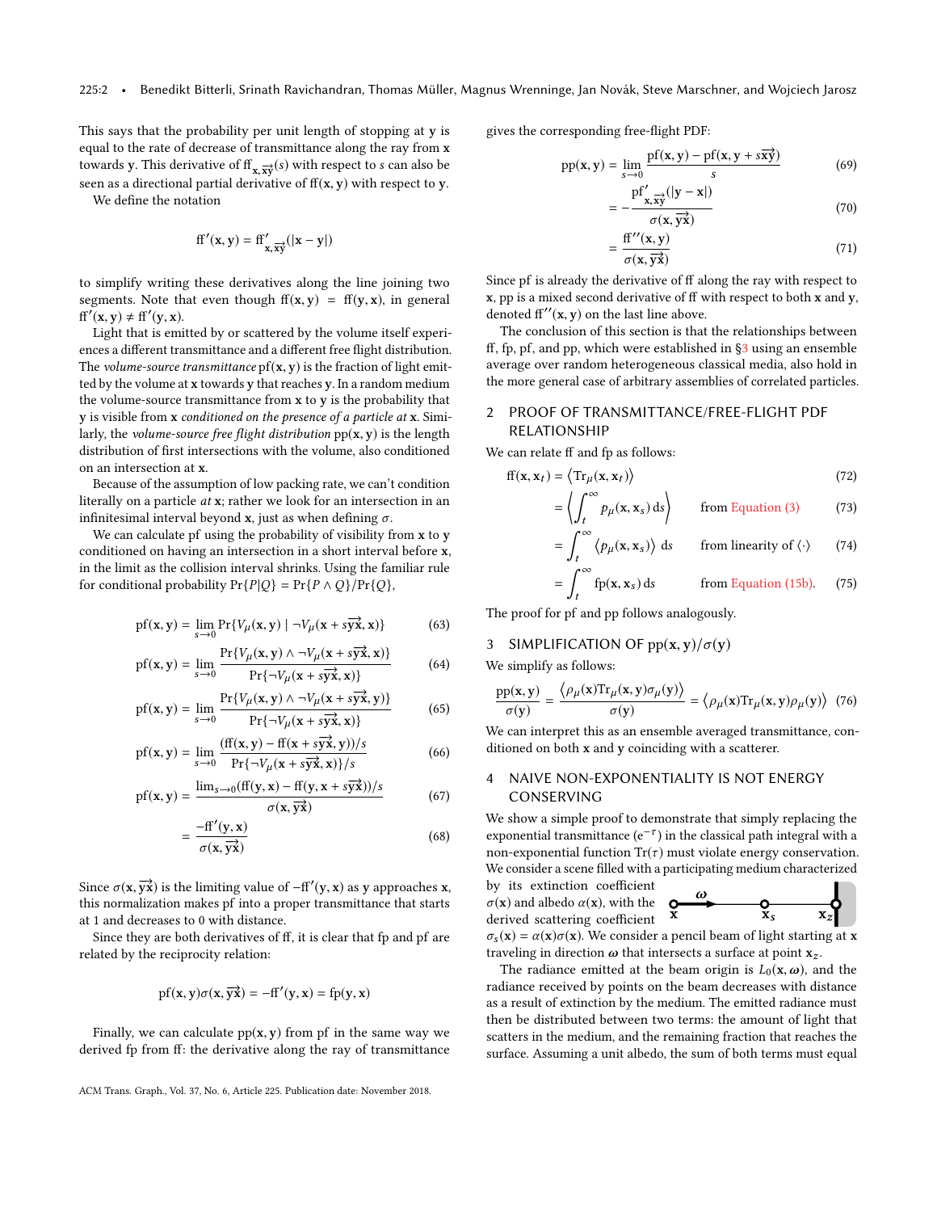This says that the probability per unit length of stopping at $\mathbf{y}$ is equal to the rate of decrease of transmittance along the ray from $\mathbf{x}$ towards $\mathbf{y}$. This derivative of $\mathrm{ff}_{\mathbf{x},\overrightarrow{\mathbf{xy}}}(s)$ with respect to $s$ can also be seen as a directional partial derivative of $\mathrm{ff}(\mathbf{x},\mathbf{y})$ with respect to $\mathbf{y}$.

We define the notation

$$\mathrm{ff}'(\mathbf{x},\mathbf{y}) = \mathrm{ff}'_{\mathbf{x},\overrightarrow{\mathbf{xy}}}(|\mathbf{x}-\mathbf{y}|)$$

to simplify writing these derivatives along the line joining two segments. Note that even though $\mathrm{ff}(\mathbf{x},\mathbf{y}) = \mathrm{ff}(\mathbf{y},\mathbf{x})$, in general $\mathrm{ff}'(\mathbf{x},\mathbf{y}) \neq \mathrm{ff}'(\mathbf{y},\mathbf{x})$.

Light that is emitted by or scattered by the volume itself experiences a different transmittance and a different free flight distribution. The *volume-source transmittance* $\mathrm{pf}(\mathbf{x},\mathbf{y})$ is the fraction of light emitted by the volume at $\mathbf{x}$ towards $\mathbf{y}$ that reaches $\mathbf{y}$. In a random medium the volume-source transmittance from $\mathbf{x}$ to $\mathbf{y}$ is the probability that $\mathbf{y}$ is visible from $\mathbf{x}$ *conditioned on the presence of a particle at* $\mathbf{x}$. Similarly, the *volume-source free flight distribution* $\mathrm{pp}(\mathbf{x},\mathbf{y})$ is the length distribution of first intersections with the volume, also conditioned on an intersection at $\mathbf{x}$.

Because of the assumption of low packing rate, we can't condition literally on a particle *at* $\mathbf{x}$; rather we look for an intersection in an infinitesimal interval beyond $\mathbf{x}$, just as when defining $\sigma$.

We can calculate pf using the probability of visibility from $\mathbf{x}$ to $\mathbf{y}$ conditioned on having an intersection in a short interval before $\mathbf{x}$, in the limit as the collision interval shrinks. Using the familiar rule for conditional probability $\Pr\{P|Q\} = \Pr\{P \wedge Q\}/\Pr\{Q\}$,

$$\mathrm{pf}(\mathbf{x},\mathbf{y}) = \lim_{s\to 0} \Pr\{V_\mu(\mathbf{x},\mathbf{y}) \mid \neg V_\mu(\mathbf{x}+s\overrightarrow{\mathbf{yx}},\mathbf{x})\} \tag{63}$$

$$\mathrm{pf}(\mathbf{x},\mathbf{y}) = \lim_{s\to 0} \frac{\Pr\{V_\mu(\mathbf{x},\mathbf{y}) \wedge \neg V_\mu(\mathbf{x}+s\overrightarrow{\mathbf{yx}},\mathbf{x})\}}{\Pr\{\neg V_\mu(\mathbf{x}+s\overrightarrow{\mathbf{yx}},\mathbf{x})\}} \tag{64}$$

$$\mathrm{pf}(\mathbf{x},\mathbf{y}) = \lim_{s\to 0} \frac{\Pr\{V_\mu(\mathbf{x},\mathbf{y}) \wedge \neg V_\mu(\mathbf{x}+s\overrightarrow{\mathbf{yx}},\mathbf{y})\}}{\Pr\{\neg V_\mu(\mathbf{x}+s\overrightarrow{\mathbf{yx}},\mathbf{x})\}} \tag{65}$$

$$\mathrm{pf}(\mathbf{x},\mathbf{y}) = \lim_{s\to 0} \frac{(\mathrm{ff}(\mathbf{x},\mathbf{y}) - \mathrm{ff}(\mathbf{x}+s\overrightarrow{\mathbf{yx}},\mathbf{y}))/s}{\Pr\{\neg V_\mu(\mathbf{x}+s\overrightarrow{\mathbf{yx}},\mathbf{x})\}/s} \tag{66}$$

$$\mathrm{pf}(\mathbf{x},\mathbf{y}) = \frac{\lim_{s\to 0}(\mathrm{ff}(\mathbf{y},\mathbf{x}) - \mathrm{ff}(\mathbf{y},\mathbf{x}+s\overrightarrow{\mathbf{yx}}))/s}{\sigma(\mathbf{x},\overrightarrow{\mathbf{yx}})} \tag{67}$$

$$= \frac{-\mathrm{ff}'(\mathbf{y},\mathbf{x})}{\sigma(\mathbf{x},\overrightarrow{\mathbf{yx}})} \tag{68}$$

Since $\sigma(\mathbf{x},\overrightarrow{\mathbf{yx}})$ is the limiting value of $-\mathrm{ff}'(\mathbf{y},\mathbf{x})$ as $\mathbf{y}$ approaches $\mathbf{x}$, this normalization makes pf into a proper transmittance that starts at 1 and decreases to 0 with distance.

Since they are both derivatives of ff, it is clear that fp and pf are related by the reciprocity relation:

$$\mathrm{pf}(\mathbf{x},\mathbf{y})\sigma(\mathbf{x},\overrightarrow{\mathbf{yx}}) = -\mathrm{ff}'(\mathbf{y},\mathbf{x}) = \mathrm{fp}(\mathbf{y},\mathbf{x})$$

Finally, we can calculate $\mathrm{pp}(\mathbf{x},\mathbf{y})$ from pf in the same way we derived fp from ff: the derivative along the ray of transmittance gives the corresponding free-flight PDF:

$$\mathrm{pp}(\mathbf{x},\mathbf{y}) = \lim_{s\to 0} \frac{\mathrm{pf}(\mathbf{x},\mathbf{y}) - \mathrm{pf}(\mathbf{x},\mathbf{y}+s\overrightarrow{\mathbf{xy}})}{s} \tag{69}$$

$$= -\frac{\mathrm{pf}'_{\mathbf{x},\overrightarrow{\mathbf{xy}}}(|\mathbf{y}-\mathbf{x}|)}{\sigma(\mathbf{x},\overrightarrow{\mathbf{yx}})} \tag{70}$$

$$= \frac{\mathrm{ff}''(\mathbf{x},\mathbf{y})}{\sigma(\mathbf{x},\overrightarrow{\mathbf{yx}})} \tag{71}$$

Since pf is already the derivative of ff along the ray with respect to $\mathbf{x}$, pp is a mixed second derivative of ff with respect to both $\mathbf{x}$ and $\mathbf{y}$, denoted $\mathrm{ff}''(\mathbf{x},\mathbf{y})$ on the last line above.

The conclusion of this section is that the relationships between ff, fp, pf, and pp, which were established in §3 using an ensemble average over random heterogeneous classical media, also hold in the more general case of arbitrary assemblies of correlated particles.

## 2 PROOF OF TRANSMITTANCE/FREE-FLIGHT PDF RELATIONSHIP

We can relate ff and fp as follows:

$$\mathrm{ff}(\mathbf{x},\mathbf{x}_t) = \left\langle \mathrm{Tr}_\mu(\mathbf{x},\mathbf{x}_t) \right\rangle \tag{72}$$

$$= \left\langle \int_t^\infty p_\mu(\mathbf{x},\mathbf{x}_s)\,\mathrm{d}s \right\rangle \qquad \text{from Equation (3)} \tag{73}$$

$$= \int_t^\infty \left\langle p_\mu(\mathbf{x},\mathbf{x}_s) \right\rangle \mathrm{d}s \qquad \text{from linearity of } \langle\cdot\rangle \tag{74}$$

$$= \int_t^\infty \mathrm{fp}(\mathbf{x},\mathbf{x}_s)\,\mathrm{d}s \qquad \text{from Equation (15b)}. \tag{75}$$

The proof for pf and pp follows analogously.

## 3 SIMPLIFICATION OF $\mathrm{pp}(\mathbf{x},\mathbf{y})/\sigma(\mathbf{y})$

We simplify as follows:

$$\frac{\mathrm{pp}(\mathbf{x},\mathbf{y})}{\sigma(\mathbf{y})} = \frac{\left\langle \rho_\mu(\mathbf{x})\mathrm{Tr}_\mu(\mathbf{x},\mathbf{y})\sigma_\mu(\mathbf{y}) \right\rangle}{\sigma(\mathbf{y})} = \left\langle \rho_\mu(\mathbf{x})\mathrm{Tr}_\mu(\mathbf{x},\mathbf{y})\rho_\mu(\mathbf{y}) \right\rangle \tag{76}$$

We can interpret this as an ensemble averaged transmittance, conditioned on both $\mathbf{x}$ and $\mathbf{y}$ coinciding with a scatterer.

## 4 NAIVE NON-EXPONENTIALITY IS NOT ENERGY CONSERVING

We show a simple proof to demonstrate that simply replacing the exponential transmittance ($e^{-\tau}$) in the classical path integral with a non-exponential function $\mathrm{Tr}(\tau)$ must violate energy conservation. We consider a scene filled with a participating medium characterized by its extinction coefficient $\sigma(\mathbf{x})$ and albedo $\alpha(\mathbf{x})$, with the derived scattering coefficient $\sigma_s(\mathbf{x}) = \alpha(\mathbf{x})\sigma(\mathbf{x})$. We consider a pencil beam of light starting at $\mathbf{x}$ traveling in direction $\boldsymbol{\omega}$ that intersects a surface at point $\mathbf{x}_z$.

The radiance emitted at the beam origin is $L_0(\mathbf{x},\boldsymbol{\omega})$, and the radiance received by points on the beam decreases with distance as a result of extinction by the medium. The emitted radiance must then be distributed between two terms: the amount of light that scatters in the medium, and the remaining fraction that reaches the surface. Assuming a unit albedo, the sum of both terms must equal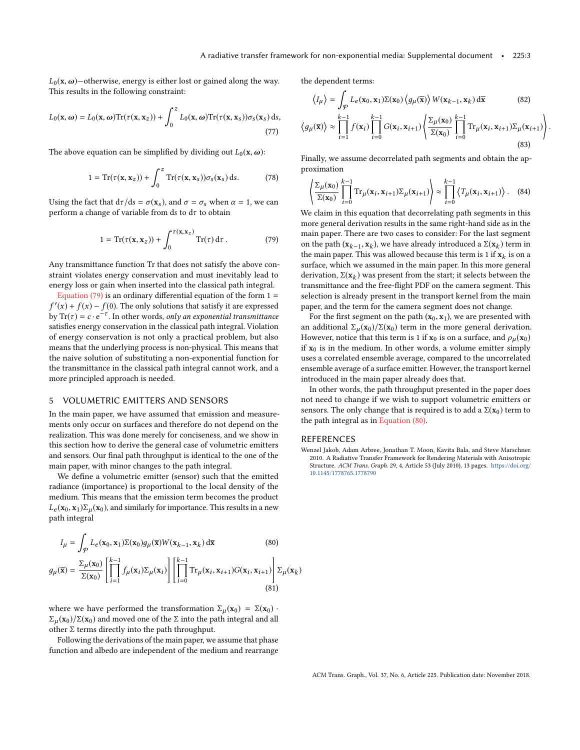$L_0(\mathbf{x}, \boldsymbol{\omega})$—otherwise, energy is either lost or gained along the way. This results in the following constraint:

$$L_0(\mathbf{x}, \boldsymbol{\omega}) = L_0(\mathbf{x}, \boldsymbol{\omega})\mathrm{Tr}(\tau(\mathbf{x}, \mathbf{x}_z)) + \int_0^z L_0(\mathbf{x}, \boldsymbol{\omega})\mathrm{Tr}(\tau(\mathbf{x}, \mathbf{x}_s))\sigma_s(\mathbf{x}_s)\,\mathrm{d}s, \tag{77}$$

The above equation can be simplified by dividing out $L_0(\mathbf{x}, \boldsymbol{\omega})$:

$$1 = \mathrm{Tr}(\tau(\mathbf{x}, \mathbf{x}_z)) + \int_0^z \mathrm{Tr}(\tau(\mathbf{x}, \mathbf{x}_s))\sigma_s(\mathbf{x}_s)\,\mathrm{d}s. \tag{78}$$

Using the fact that $\mathrm{d}\tau/\mathrm{d}s = \sigma(\mathbf{x}_s)$, and $\sigma = \sigma_s$ when $\alpha = 1$, we can perform a change of variable from $\mathrm{d}s$ to $\mathrm{d}\tau$ to obtain

$$1 = \mathrm{Tr}(\tau(\mathbf{x}, \mathbf{x}_z)) + \int_0^{\tau(\mathbf{x}, \mathbf{x}_z)} \mathrm{Tr}(\tau)\,\mathrm{d}\tau\,. \tag{79}$$

Any transmittance function Tr that does not satisfy the above constraint violates energy conservation and must inevitably lead to energy loss or gain when inserted into the classical path integral.

Equation (79) is an ordinary differential equation of the form $1 = f'(x) + f(x) - f(0)$. The only solutions that satisfy it are expressed by $\mathrm{Tr}(\tau) = c \cdot e^{-\tau}$. In other words, *only an exponential transmittance* satisfies energy conservation in the classical path integral. Violation of energy conservation is not only a practical problem, but also means that the underlying process is non-physical. This means that the naive solution of substituting a non-exponential function for the transmittance in the classical path integral cannot work, and a more principled approach is needed.

## 5 VOLUMETRIC EMITTERS AND SENSORS

In the main paper, we have assumed that emission and measurements only occur on surfaces and therefore do not depend on the realization. This was done merely for conciseness, and we show in this section how to derive the general case of volumetric emitters and sensors. Our final path throughput is identical to the one of the main paper, with minor changes to the path integral.

We define a volumetric emitter (sensor) such that the emitted radiance (importance) is proportional to the local density of the medium. This means that the emission term becomes the product $L_e(\mathbf{x}_0, \mathbf{x}_1)\Sigma_\mu(\mathbf{x}_0)$, and similarly for importance. This results in a new path integral

$$I_\mu = \int_{\mathcal{P}} L_e(\mathbf{x}_0, \mathbf{x}_1)\Sigma(\mathbf{x}_0) g_\mu(\overline{\mathbf{x}}) W(\mathbf{x}_{k-1}, \mathbf{x}_k)\,\mathrm{d}\overline{\mathbf{x}} \tag{80}$$

$$g_\mu(\overline{\mathbf{x}}) = \frac{\Sigma_\mu(\mathbf{x}_0)}{\Sigma(\mathbf{x}_0)} \left[\prod_{i=1}^{k-1} f_\mu(\mathbf{x}_i)\Sigma_\mu(\mathbf{x}_i)\right] \left[\prod_{i=0}^{k-1} \mathrm{Tr}_\mu(\mathbf{x}_i, \mathbf{x}_{i+1}) G(\mathbf{x}_i, \mathbf{x}_{i+1})\right] \Sigma_\mu(\mathbf{x}_k) \tag{81}$$

where we have performed the transformation $\Sigma_\mu(\mathbf{x}_0) = \Sigma(\mathbf{x}_0) \cdot \Sigma_\mu(\mathbf{x}_0)/\Sigma(\mathbf{x}_0)$ and moved one of the $\Sigma$ into the path integral and all other $\Sigma$ terms directly into the path throughput.

Following the derivations of the main paper, we assume that phase function and albedo are independent of the medium and rearrange the dependent terms:

$$\left\langle I_\mu \right\rangle = \int_{\mathcal{P}} L_e(\mathbf{x}_0, \mathbf{x}_1)\Sigma(\mathbf{x}_0) \left\langle g_\mu(\overline{\mathbf{x}}) \right\rangle W(\mathbf{x}_{k-1}, \mathbf{x}_k)\,\mathrm{d}\overline{\mathbf{x}} \tag{82}$$

$$\left\langle g_\mu(\overline{\mathbf{x}}) \right\rangle \approx \prod_{i=1}^{k-1} f(\mathbf{x}_i) \prod_{i=0}^{k-1} G(\mathbf{x}_i, \mathbf{x}_{i+1}) \left\langle \frac{\Sigma_\mu(\mathbf{x}_0)}{\Sigma(\mathbf{x}_0)} \prod_{i=0}^{k-1} \mathrm{Tr}_\mu(\mathbf{x}_i, \mathbf{x}_{i+1})\Sigma_\mu(\mathbf{x}_{i+1}) \right\rangle. \tag{83}$$

Finally, we assume decorrelated path segments and obtain the approximation

$$\left\langle \frac{\Sigma_\mu(\mathbf{x}_0)}{\Sigma(\mathbf{x}_0)} \prod_{i=0}^{k-1} \mathrm{Tr}_\mu(\mathbf{x}_i, \mathbf{x}_{i+1})\Sigma_\mu(\mathbf{x}_{i+1}) \right\rangle \approx \prod_{i=0}^{k-1} \left\langle T_\mu(\mathbf{x}_i, \mathbf{x}_{i+1}) \right\rangle. \tag{84}$$

We claim in this equation that decorrelating path segments in this more general derivation results in the same right-hand side as in the main paper. There are two cases to consider: For the last segment on the path $(\mathbf{x}_{k-1}, \mathbf{x}_k)$, we have already introduced a $\Sigma(\mathbf{x}_k)$ term in the main paper. This was allowed because this term is 1 if $\mathbf{x}_k$ is on a surface, which we assumed in the main paper. In this more general derivation, $\Sigma(\mathbf{x}_k)$ was present from the start; it selects between the transmittance and the free-flight PDF on the camera segment. This selection is already present in the transport kernel from the main paper, and the term for the camera segment does not change.

For the first segment on the path $(\mathbf{x}_0, \mathbf{x}_1)$, we are presented with an additional $\Sigma_\mu(\mathbf{x}_0)/\Sigma(\mathbf{x}_0)$ term in the more general derivation. However, notice that this term is 1 if $\mathbf{x}_0$ is on a surface, and $\rho_\mu(\mathbf{x}_0)$ if $\mathbf{x}_0$ is in the medium. In other words, a volume emitter simply uses a correlated ensemble average, compared to the uncorrelated ensemble average of a surface emitter. However, the transport kernel introduced in the main paper already does that.

In other words, the path throughput presented in the paper does not need to change if we wish to support volumetric emitters or sensors. The only change that is required is to add a $\Sigma(\mathbf{x}_0)$ term to the path integral as in Equation (80).

## REFERENCES

Wenzel Jakob, Adam Arbree, Jonathan T. Moon, Kavita Bala, and Steve Marschner. 2010. A Radiative Transfer Framework for Rendering Materials with Anisotropic Structure. *ACM Trans. Graph.* 29, 4, Article 53 (July 2010), 13 pages. https://doi.org/10.1145/1778765.1778790